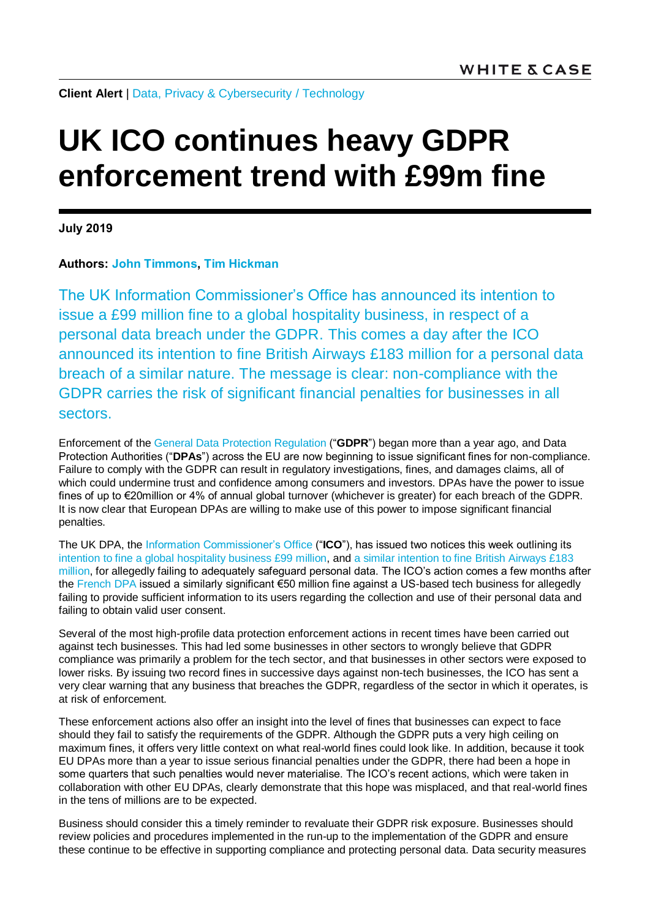**Client Alert** | Data, Privacy & Cybersecurity / Technology

# UK ICO continues heavy GDPR enforcement trend with £99m fine

**July 2019**

**Authors: John Timmons, Tim Hickman**

The UK Information Commissioner's Office has announced its intention to issue a £99 million fine to a global hospitality business, in respect of a personal data breach under the GDPR. This comes a day after the ICO announced its intention to fine British Airways £183 million for a personal data breach of a similar nature. The message is clear: non-compliance with the GDPR carries the risk of significant financial penalties for businesses in all sectors.

Enforcement of the General Data Protection Regulation ("**GDPR**") began more than a year ago, and Data Protection Authorities ("**DPAs**") across the EU are now beginning to issue significant fines for non-compliance. Failure to comply with the GDPR can result in regulatory investigations, fines, and damages claims, all of which could undermine trust and confidence among consumers and investors. DPAs have the power to issue fines of up to €20million or 4% of annual global turnover (whichever is greater) for each breach of the GDPR. It is now clear that European DPAs are willing to make use of this power to impose significant financial penalties.

The UK DPA, the Information Commissioner's Office ("**ICO**"), has issued two notices this week outlining its intention to fine a global hospitality business £99 million, and a similar intention to fine British Airways £183 million, for allegedly failing to adequately safeguard personal data. The ICO's action comes a few months after the French DPA issued a similarly significant €50 million fine against a US-based tech business for allegedly failing to provide sufficient information to its users regarding the collection and use of their personal data and failing to obtain valid user consent.

Several of the most high-profile data protection enforcement actions in recent times have been carried out against tech businesses. This had led some businesses in other sectors to wrongly believe that GDPR compliance was primarily a problem for the tech sector, and that businesses in other sectors were exposed to lower risks. By issuing two record fines in successive days against non-tech businesses, the ICO has sent a very clear warning that any business that breaches the GDPR, regardless of the sector in which it operates, is at risk of enforcement.

These enforcement actions also offer an insight into the level of fines that businesses can expect to face should they fail to satisfy the requirements of the GDPR. Although the GDPR puts a very high ceiling on maximum fines, it offers very little context on what real-world fines could look like. In addition, because it took EU DPAs more than a year to issue serious financial penalties under the GDPR, there had been a hope in some quarters that such penalties would never materialise. The ICO's recent actions, which were taken in collaboration with other EU DPAs, clearly demonstrate that this hope was misplaced, and that real-world fines in the tens of millions are to be expected.

Business should consider this a timely reminder to revaluate their GDPR risk exposure. Businesses should review policies and procedures implemented in the run-up to the implementation of the GDPR and ensure these continue to be effective in supporting compliance and protecting personal data. Data security measures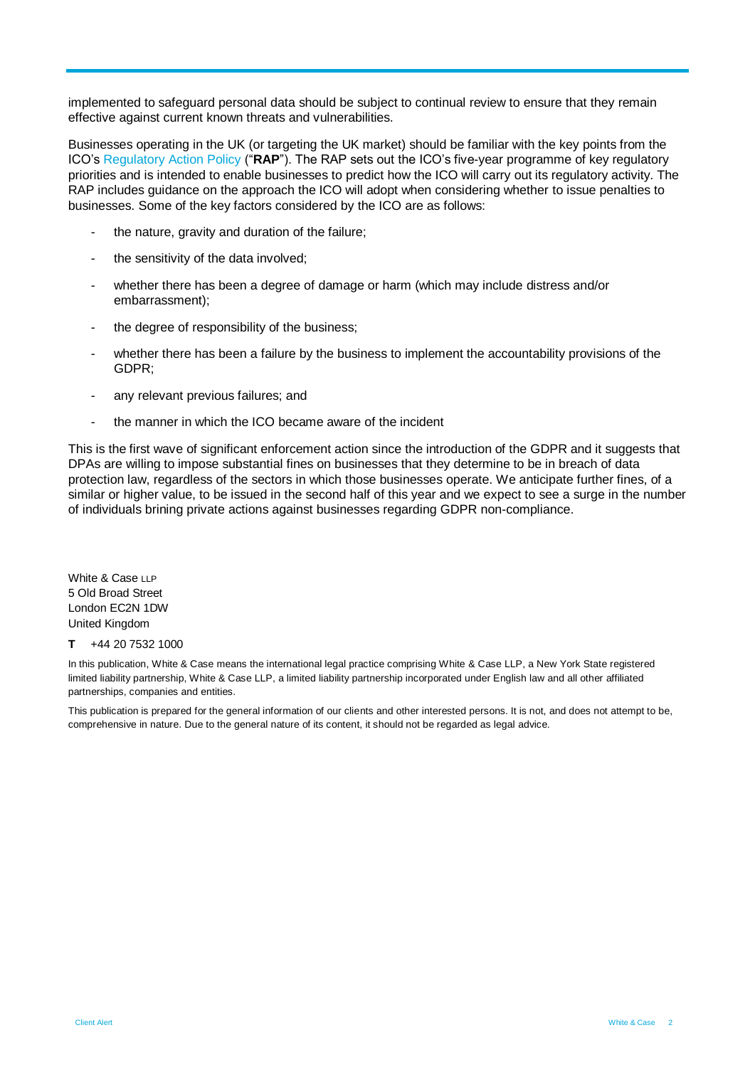implemented to safeguard personal data should be subject to continual review to ensure that they remain effective against current known threats and vulnerabilities.

Businesses operating in the UK (or targeting the UK market) should be familiar with the key points from the ICO's Regulatory Action Policy ("**RAP**"). The RAP sets out the ICO's five-year programme of key regulatory priorities and is intended to enable businesses to predict how the ICO will carry out its regulatory activity. The RAP includes guidance on the approach the ICO will adopt when considering whether to issue penalties to businesses. Some of the key factors considered by the ICO are as follows:

- the nature, gravity and duration of the failure;
- the sensitivity of the data involved;
- whether there has been a degree of damage or harm (which may include distress and/or embarrassment);
- the degree of responsibility of the business;
- whether there has been a failure by the business to implement the accountability provisions of the GDPR;
- any relevant previous failures; and
- the manner in which the ICO became aware of the incident

This is the first wave of significant enforcement action since the introduction of the GDPR and it suggests that DPAs are willing to impose substantial fines on businesses that they determine to be in breach of data protection law, regardless of the sectors in which those businesses operate. We anticipate further fines, of a similar or higher value, to be issued in the second half of this year and we expect to see a surge in the number of individuals brining private actions against businesses regarding GDPR non-compliance.

White & Case LLP
5 Old Broad Street
London EC2N 1DW
United Kingdom

**T** +44 20 7532 1000

In this publication, White & Case means the international legal practice comprising White & Case LLP, a New York State registered limited liability partnership, White & Case LLP, a limited liability partnership incorporated under English law and all other affiliated partnerships, companies and entities.

This publication is prepared for the general information of our clients and other interested persons. It is not, and does not attempt to be, comprehensive in nature. Due to the general nature of its content, it should not be regarded as legal advice.